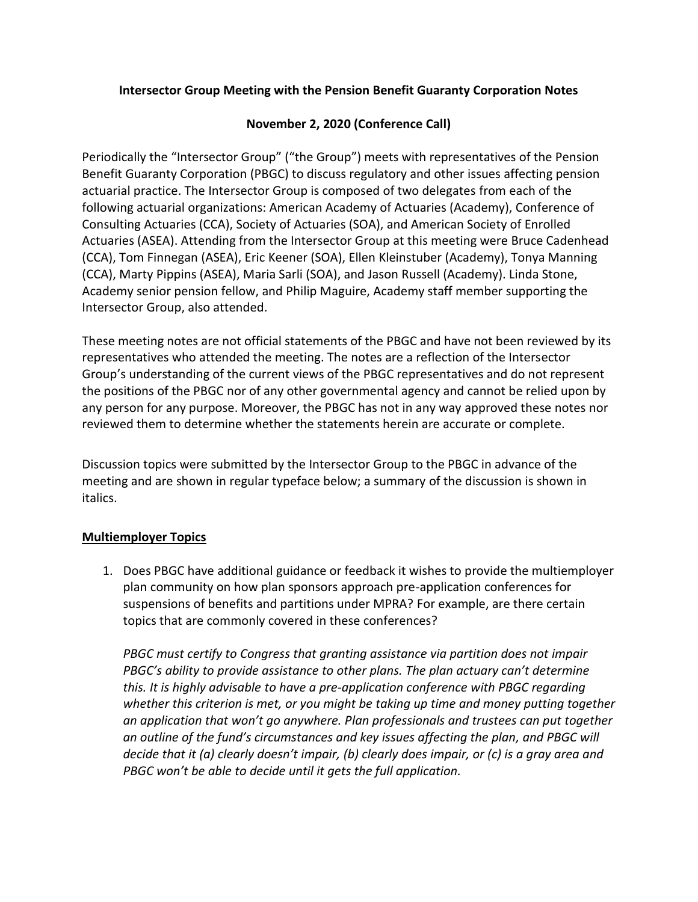**Intersector Group Meeting with the Pension Benefit Guaranty Corporation Notes**

**November 2, 2020 (Conference Call)**

Periodically the "Intersector Group" ("the Group") meets with representatives of the Pension Benefit Guaranty Corporation (PBGC) to discuss regulatory and other issues affecting pension actuarial practice. The Intersector Group is composed of two delegates from each of the following actuarial organizations: American Academy of Actuaries (Academy), Conference of Consulting Actuaries (CCA), Society of Actuaries (SOA), and American Society of Enrolled Actuaries (ASEA). Attending from the Intersector Group at this meeting were Bruce Cadenhead (CCA), Tom Finnegan (ASEA), Eric Keener (SOA), Ellen Kleinstuber (Academy), Tonya Manning (CCA), Marty Pippins (ASEA), Maria Sarli (SOA), and Jason Russell (Academy). Linda Stone, Academy senior pension fellow, and Philip Maguire, Academy staff member supporting the Intersector Group, also attended.

These meeting notes are not official statements of the PBGC and have not been reviewed by its representatives who attended the meeting. The notes are a reflection of the Intersector Group's understanding of the current views of the PBGC representatives and do not represent the positions of the PBGC nor of any other governmental agency and cannot be relied upon by any person for any purpose. Moreover, the PBGC has not in any way approved these notes nor reviewed them to determine whether the statements herein are accurate or complete.

Discussion topics were submitted by the Intersector Group to the PBGC in advance of the meeting and are shown in regular typeface below; a summary of the discussion is shown in italics.

## Multiemployer Topics

1. Does PBGC have additional guidance or feedback it wishes to provide the multiemployer plan community on how plan sponsors approach pre-application conferences for suspensions of benefits and partitions under MPRA? For example, are there certain topics that are commonly covered in these conferences?

   *PBGC must certify to Congress that granting assistance via partition does not impair PBGC's ability to provide assistance to other plans. The plan actuary can't determine this. It is highly advisable to have a pre-application conference with PBGC regarding whether this criterion is met, or you might be taking up time and money putting together an application that won't go anywhere. Plan professionals and trustees can put together an outline of the fund's circumstances and key issues affecting the plan, and PBGC will decide that it (a) clearly doesn't impair, (b) clearly does impair, or (c) is a gray area and PBGC won't be able to decide until it gets the full application.*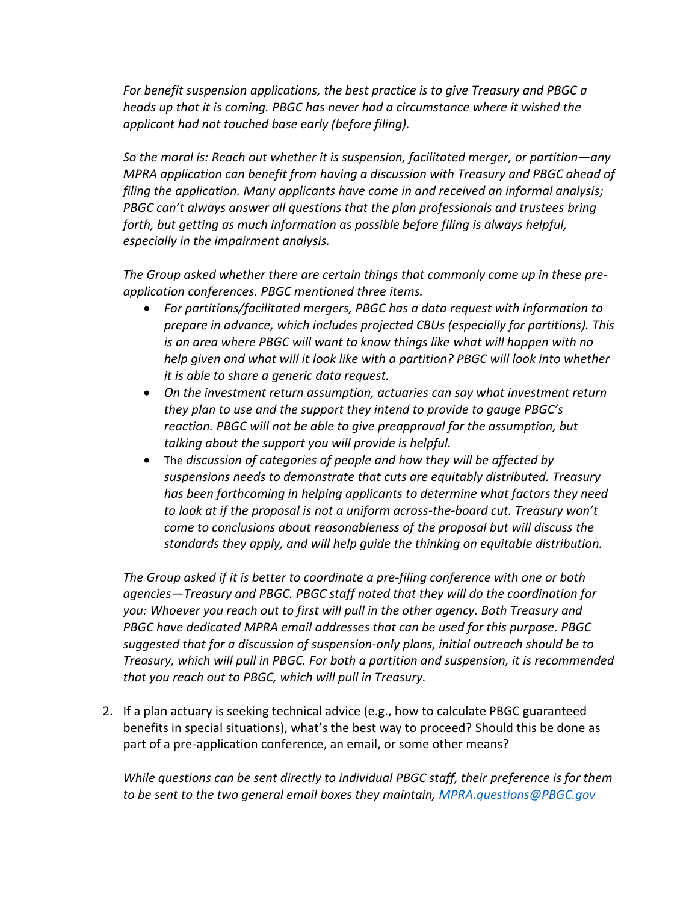*For benefit suspension applications, the best practice is to give Treasury and PBGC a heads up that it is coming. PBGC has never had a circumstance where it wished the applicant had not touched base early (before filing).*

*So the moral is: Reach out whether it is suspension, facilitated merger, or partition—any MPRA application can benefit from having a discussion with Treasury and PBGC ahead of filing the application. Many applicants have come in and received an informal analysis; PBGC can't always answer all questions that the plan professionals and trustees bring forth, but getting as much information as possible before filing is always helpful, especially in the impairment analysis.*

*The Group asked whether there are certain things that commonly come up in these pre-application conferences. PBGC mentioned three items.*

- *For partitions/facilitated mergers, PBGC has a data request with information to prepare in advance, which includes projected CBUs (especially for partitions). This is an area where PBGC will want to know things like what will happen with no help given and what will it look like with a partition? PBGC will look into whether it is able to share a generic data request.*
- *On the investment return assumption, actuaries can say what investment return they plan to use and the support they intend to provide to gauge PBGC's reaction. PBGC will not be able to give preapproval for the assumption, but talking about the support you will provide is helpful.*
- The *discussion of categories of people and how they will be affected by suspensions needs to demonstrate that cuts are equitably distributed. Treasury has been forthcoming in helping applicants to determine what factors they need to look at if the proposal is not a uniform across-the-board cut. Treasury won't come to conclusions about reasonableness of the proposal but will discuss the standards they apply, and will help guide the thinking on equitable distribution.*

*The Group asked if it is better to coordinate a pre-filing conference with one or both agencies—Treasury and PBGC. PBGC staff noted that they will do the coordination for you: Whoever you reach out to first will pull in the other agency. Both Treasury and PBGC have dedicated MPRA email addresses that can be used for this purpose. PBGC suggested that for a discussion of suspension-only plans, initial outreach should be to Treasury, which will pull in PBGC. For both a partition and suspension, it is recommended that you reach out to PBGC, which will pull in Treasury.*

2. If a plan actuary is seeking technical advice (e.g., how to calculate PBGC guaranteed benefits in special situations), what's the best way to proceed? Should this be done as part of a pre-application conference, an email, or some other means?

   *While questions can be sent directly to individual PBGC staff, their preference is for them to be sent to the two general email boxes they maintain, [MPRA.questions@PBGC.gov](mailto:MPRA.questions@PBGC.gov)*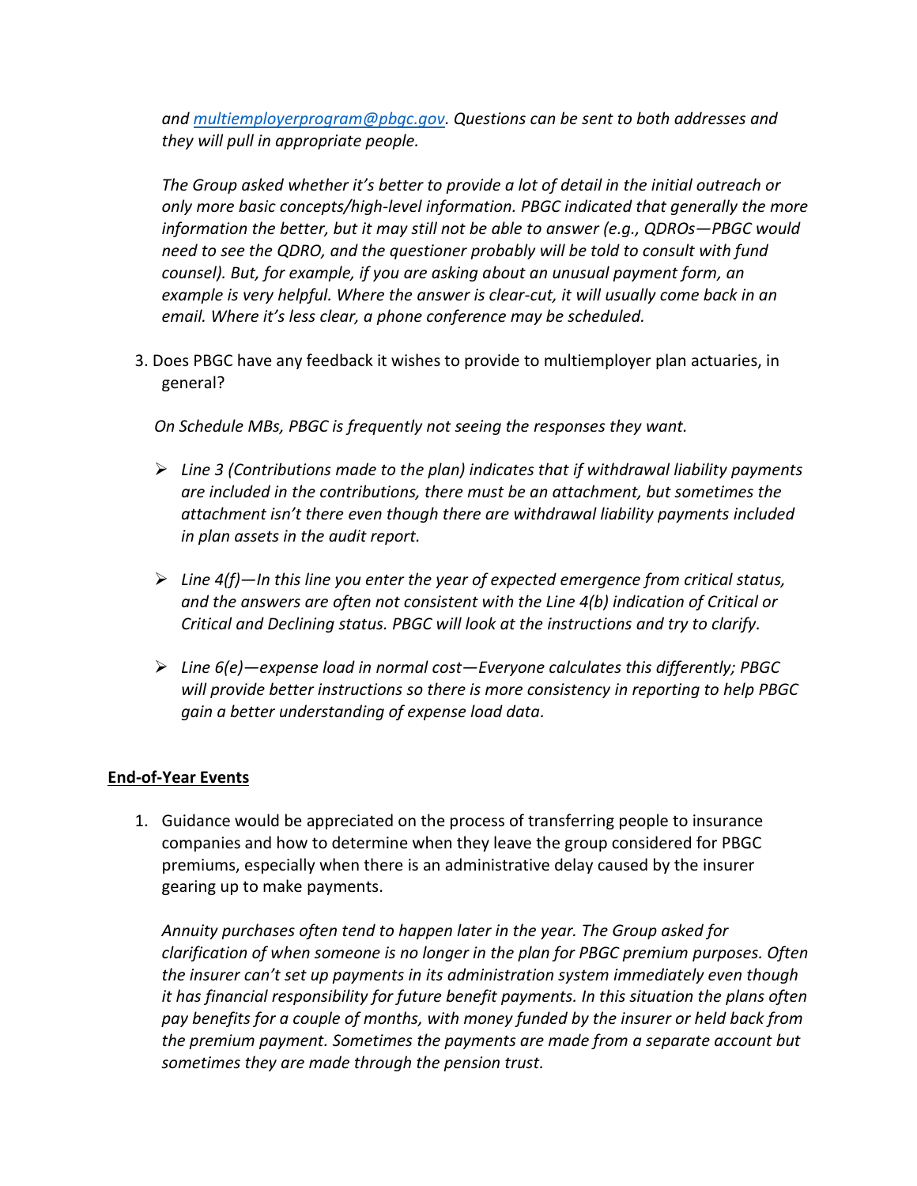*and [multiemployerprogram@pbgc.gov](mailto:multiemployerprogram@pbgc.gov). Questions can be sent to both addresses and they will pull in appropriate people.*

*The Group asked whether it's better to provide a lot of detail in the initial outreach or only more basic concepts/high-level information. PBGC indicated that generally the more information the better, but it may still not be able to answer (e.g., QDROs—PBGC would need to see the QDRO, and the questioner probably will be told to consult with fund counsel). But, for example, if you are asking about an unusual payment form, an example is very helpful. Where the answer is clear-cut, it will usually come back in an email. Where it's less clear, a phone conference may be scheduled.*

3. Does PBGC have any feedback it wishes to provide to multiemployer plan actuaries, in general?

   *On Schedule MBs, PBGC is frequently not seeing the responses they want.*

   - *Line 3 (Contributions made to the plan) indicates that if withdrawal liability payments are included in the contributions, there must be an attachment, but sometimes the attachment isn't there even though there are withdrawal liability payments included in plan assets in the audit report.*
   - *Line 4(f)—In this line you enter the year of expected emergence from critical status, and the answers are often not consistent with the Line 4(b) indication of Critical or Critical and Declining status. PBGC will look at the instructions and try to clarify.*
   - *Line 6(e)—expense load in normal cost—Everyone calculates this differently; PBGC will provide better instructions so there is more consistency in reporting to help PBGC gain a better understanding of expense load data.*

**End-of-Year Events**

1. Guidance would be appreciated on the process of transferring people to insurance companies and how to determine when they leave the group considered for PBGC premiums, especially when there is an administrative delay caused by the insurer gearing up to make payments.

   *Annuity purchases often tend to happen later in the year. The Group asked for clarification of when someone is no longer in the plan for PBGC premium purposes. Often the insurer can't set up payments in its administration system immediately even though it has financial responsibility for future benefit payments. In this situation the plans often pay benefits for a couple of months, with money funded by the insurer or held back from the premium payment. Sometimes the payments are made from a separate account but sometimes they are made through the pension trust.*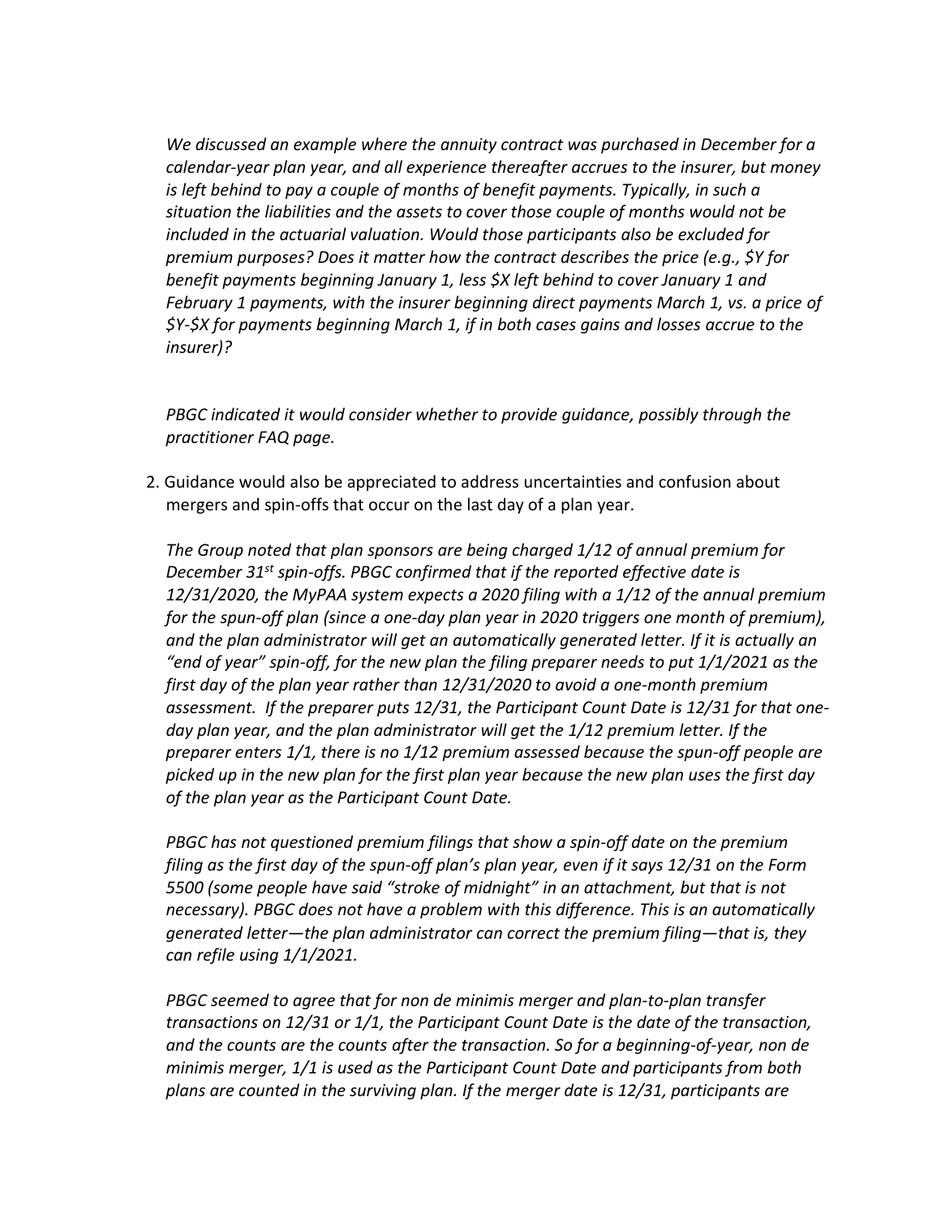*We discussed an example where the annuity contract was purchased in December for a calendar-year plan year, and all experience thereafter accrues to the insurer, but money is left behind to pay a couple of months of benefit payments. Typically, in such a situation the liabilities and the assets to cover those couple of months would not be included in the actuarial valuation. Would those participants also be excluded for premium purposes? Does it matter how the contract describes the price (e.g., $Y for benefit payments beginning January 1, less $X left behind to cover January 1 and February 1 payments, with the insurer beginning direct payments March 1, vs. a price of $Y-$X for payments beginning March 1, if in both cases gains and losses accrue to the insurer)?*

*PBGC indicated it would consider whether to provide guidance, possibly through the practitioner FAQ page.*

2. Guidance would also be appreciated to address uncertainties and confusion about mergers and spin-offs that occur on the last day of a plan year.

   *The Group noted that plan sponsors are being charged 1/12 of annual premium for December 31st spin-offs. PBGC confirmed that if the reported effective date is 12/31/2020, the MyPAA system expects a 2020 filing with a 1/12 of the annual premium for the spun-off plan (since a one-day plan year in 2020 triggers one month of premium), and the plan administrator will get an automatically generated letter. If it is actually an "end of year" spin-off, for the new plan the filing preparer needs to put 1/1/2021 as the first day of the plan year rather than 12/31/2020 to avoid a one-month premium assessment. If the preparer puts 12/31, the Participant Count Date is 12/31 for that one-day plan year, and the plan administrator will get the 1/12 premium letter. If the preparer enters 1/1, there is no 1/12 premium assessed because the spun-off people are picked up in the new plan for the first plan year because the new plan uses the first day of the plan year as the Participant Count Date.*

   *PBGC has not questioned premium filings that show a spin-off date on the premium filing as the first day of the spun-off plan's plan year, even if it says 12/31 on the Form 5500 (some people have said "stroke of midnight" in an attachment, but that is not necessary). PBGC does not have a problem with this difference. This is an automatically generated letter—the plan administrator can correct the premium filing—that is, they can refile using 1/1/2021.*

   *PBGC seemed to agree that for non de minimis merger and plan-to-plan transfer transactions on 12/31 or 1/1, the Participant Count Date is the date of the transaction, and the counts are the counts after the transaction. So for a beginning-of-year, non de minimis merger, 1/1 is used as the Participant Count Date and participants from both plans are counted in the surviving plan. If the merger date is 12/31, participants are*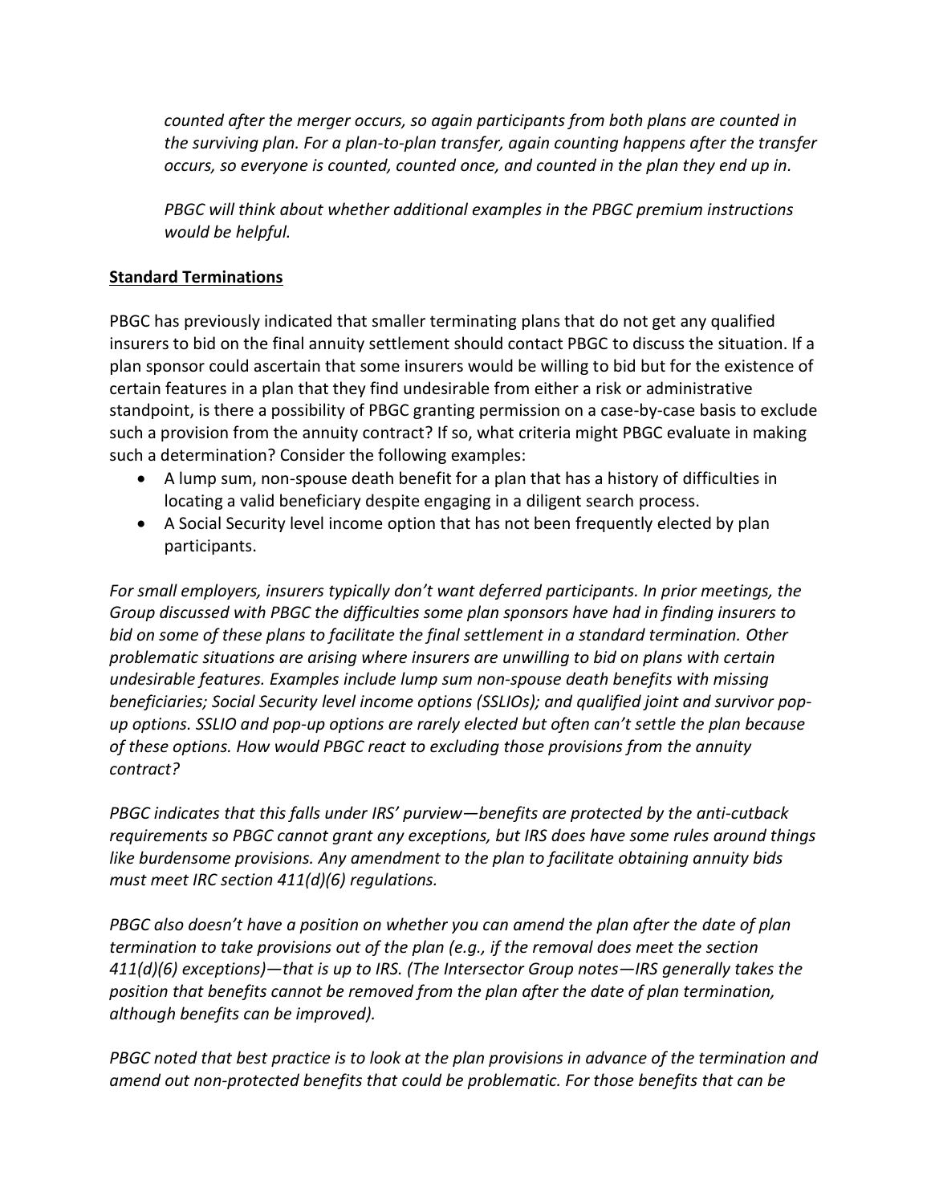*counted after the merger occurs, so again participants from both plans are counted in the surviving plan. For a plan-to-plan transfer, again counting happens after the transfer occurs, so everyone is counted, counted once, and counted in the plan they end up in.*

*PBGC will think about whether additional examples in the PBGC premium instructions would be helpful.*

**Standard Terminations**

PBGC has previously indicated that smaller terminating plans that do not get any qualified insurers to bid on the final annuity settlement should contact PBGC to discuss the situation. If a plan sponsor could ascertain that some insurers would be willing to bid but for the existence of certain features in a plan that they find undesirable from either a risk or administrative standpoint, is there a possibility of PBGC granting permission on a case-by-case basis to exclude such a provision from the annuity contract? If so, what criteria might PBGC evaluate in making such a determination? Consider the following examples:

- A lump sum, non-spouse death benefit for a plan that has a history of difficulties in locating a valid beneficiary despite engaging in a diligent search process.
- A Social Security level income option that has not been frequently elected by plan participants.

*For small employers, insurers typically don't want deferred participants. In prior meetings, the Group discussed with PBGC the difficulties some plan sponsors have had in finding insurers to bid on some of these plans to facilitate the final settlement in a standard termination. Other problematic situations are arising where insurers are unwilling to bid on plans with certain undesirable features. Examples include lump sum non-spouse death benefits with missing beneficiaries; Social Security level income options (SSLIOs); and qualified joint and survivor pop-up options. SSLIO and pop-up options are rarely elected but often can't settle the plan because of these options. How would PBGC react to excluding those provisions from the annuity contract?*

*PBGC indicates that this falls under IRS' purview—benefits are protected by the anti-cutback requirements so PBGC cannot grant any exceptions, but IRS does have some rules around things like burdensome provisions. Any amendment to the plan to facilitate obtaining annuity bids must meet IRC section 411(d)(6) regulations.*

*PBGC also doesn't have a position on whether you can amend the plan after the date of plan termination to take provisions out of the plan (e.g., if the removal does meet the section 411(d)(6) exceptions)—that is up to IRS. (The Intersector Group notes—IRS generally takes the position that benefits cannot be removed from the plan after the date of plan termination, although benefits can be improved).*

*PBGC noted that best practice is to look at the plan provisions in advance of the termination and amend out non-protected benefits that could be problematic. For those benefits that can be*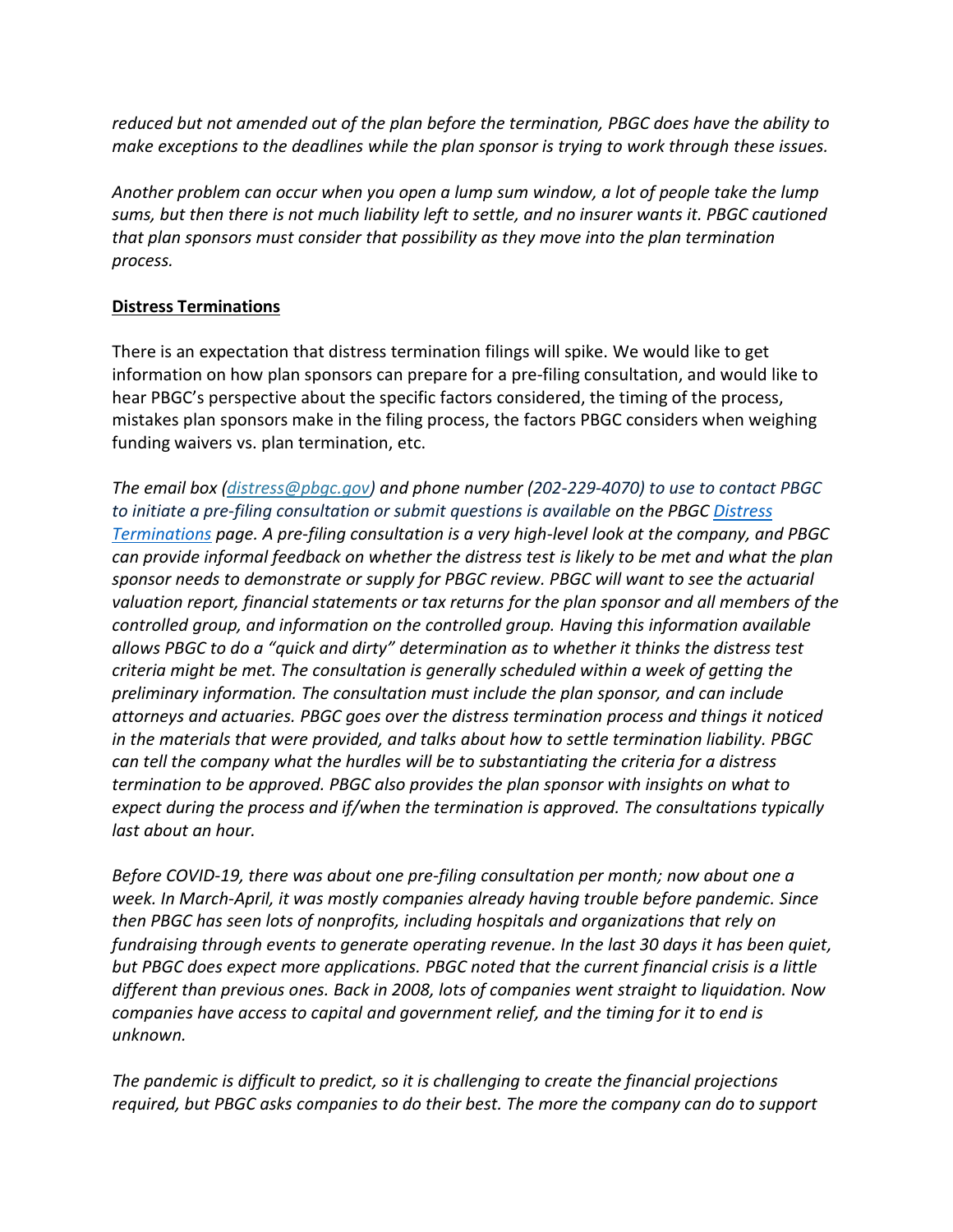*reduced but not amended out of the plan before the termination, PBGC does have the ability to make exceptions to the deadlines while the plan sponsor is trying to work through these issues.*

*Another problem can occur when you open a lump sum window, a lot of people take the lump sums, but then there is not much liability left to settle, and no insurer wants it. PBGC cautioned that plan sponsors must consider that possibility as they move into the plan termination process.*

**Distress Terminations**

There is an expectation that distress termination filings will spike. We would like to get information on how plan sponsors can prepare for a pre-filing consultation, and would like to hear PBGC's perspective about the specific factors considered, the timing of the process, mistakes plan sponsors make in the filing process, the factors PBGC considers when weighing funding waivers vs. plan termination, etc.

*The email box (distress@pbgc.gov) and phone number (202-229-4070) to use to contact PBGC to initiate a pre-filing consultation or submit questions is available on the PBGC Distress Terminations page. A pre-filing consultation is a very high-level look at the company, and PBGC can provide informal feedback on whether the distress test is likely to be met and what the plan sponsor needs to demonstrate or supply for PBGC review. PBGC will want to see the actuarial valuation report, financial statements or tax returns for the plan sponsor and all members of the controlled group, and information on the controlled group. Having this information available allows PBGC to do a "quick and dirty" determination as to whether it thinks the distress test criteria might be met. The consultation is generally scheduled within a week of getting the preliminary information. The consultation must include the plan sponsor, and can include attorneys and actuaries. PBGC goes over the distress termination process and things it noticed in the materials that were provided, and talks about how to settle termination liability. PBGC can tell the company what the hurdles will be to substantiating the criteria for a distress termination to be approved. PBGC also provides the plan sponsor with insights on what to expect during the process and if/when the termination is approved. The consultations typically last about an hour.*

*Before COVID-19, there was about one pre-filing consultation per month; now about one a week. In March-April, it was mostly companies already having trouble before pandemic. Since then PBGC has seen lots of nonprofits, including hospitals and organizations that rely on fundraising through events to generate operating revenue. In the last 30 days it has been quiet, but PBGC does expect more applications. PBGC noted that the current financial crisis is a little different than previous ones. Back in 2008, lots of companies went straight to liquidation. Now companies have access to capital and government relief, and the timing for it to end is unknown.*

*The pandemic is difficult to predict, so it is challenging to create the financial projections required, but PBGC asks companies to do their best. The more the company can do to support*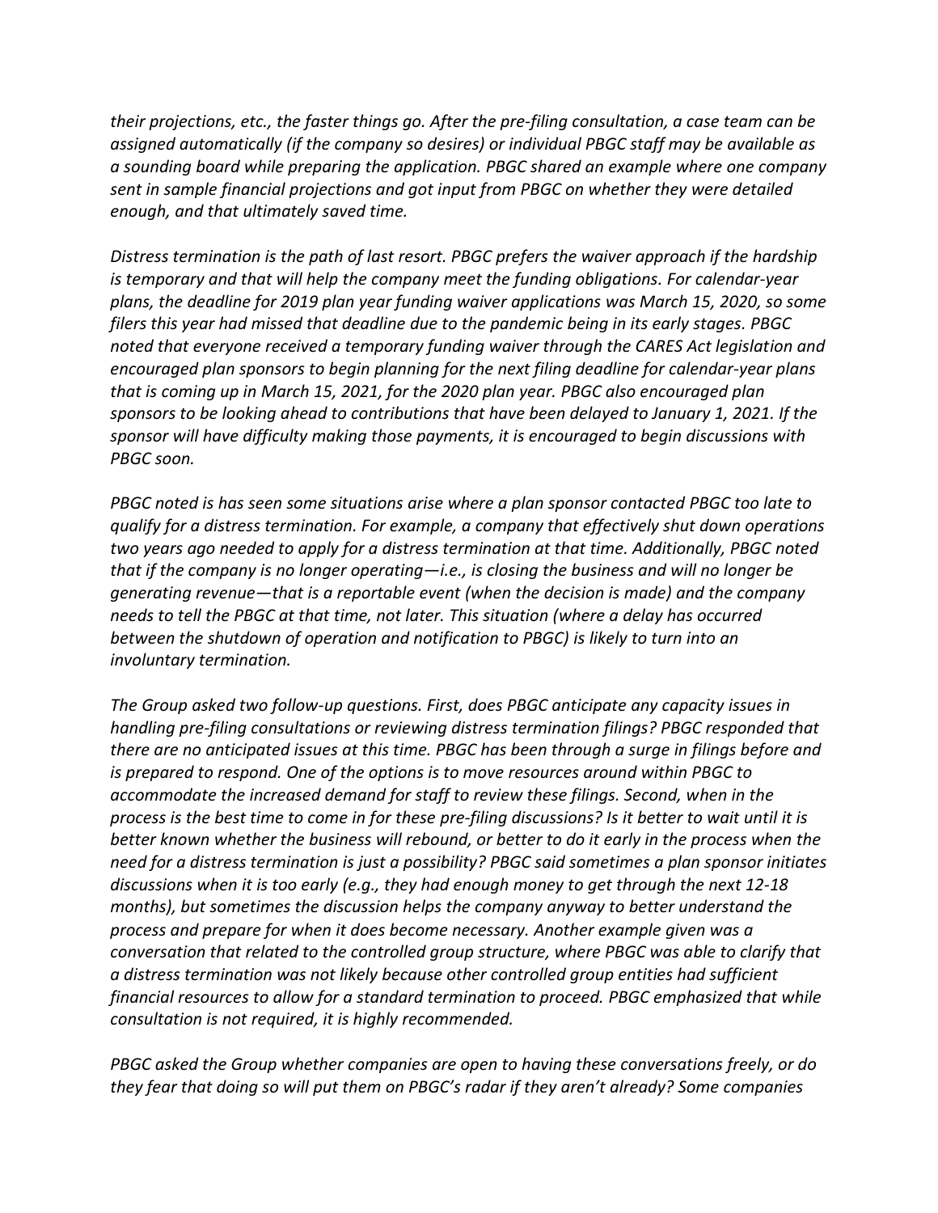*their projections, etc., the faster things go. After the pre-filing consultation, a case team can be assigned automatically (if the company so desires) or individual PBGC staff may be available as a sounding board while preparing the application. PBGC shared an example where one company sent in sample financial projections and got input from PBGC on whether they were detailed enough, and that ultimately saved time.*

*Distress termination is the path of last resort. PBGC prefers the waiver approach if the hardship is temporary and that will help the company meet the funding obligations. For calendar-year plans, the deadline for 2019 plan year funding waiver applications was March 15, 2020, so some filers this year had missed that deadline due to the pandemic being in its early stages. PBGC noted that everyone received a temporary funding waiver through the CARES Act legislation and encouraged plan sponsors to begin planning for the next filing deadline for calendar-year plans that is coming up in March 15, 2021, for the 2020 plan year. PBGC also encouraged plan sponsors to be looking ahead to contributions that have been delayed to January 1, 2021. If the sponsor will have difficulty making those payments, it is encouraged to begin discussions with PBGC soon.*

*PBGC noted is has seen some situations arise where a plan sponsor contacted PBGC too late to qualify for a distress termination. For example, a company that effectively shut down operations two years ago needed to apply for a distress termination at that time. Additionally, PBGC noted that if the company is no longer operating—i.e., is closing the business and will no longer be generating revenue—that is a reportable event (when the decision is made) and the company needs to tell the PBGC at that time, not later. This situation (where a delay has occurred between the shutdown of operation and notification to PBGC) is likely to turn into an involuntary termination.*

*The Group asked two follow-up questions. First, does PBGC anticipate any capacity issues in handling pre-filing consultations or reviewing distress termination filings? PBGC responded that there are no anticipated issues at this time. PBGC has been through a surge in filings before and is prepared to respond. One of the options is to move resources around within PBGC to accommodate the increased demand for staff to review these filings. Second, when in the process is the best time to come in for these pre-filing discussions? Is it better to wait until it is better known whether the business will rebound, or better to do it early in the process when the need for a distress termination is just a possibility? PBGC said sometimes a plan sponsor initiates discussions when it is too early (e.g., they had enough money to get through the next 12-18 months), but sometimes the discussion helps the company anyway to better understand the process and prepare for when it does become necessary. Another example given was a conversation that related to the controlled group structure, where PBGC was able to clarify that a distress termination was not likely because other controlled group entities had sufficient financial resources to allow for a standard termination to proceed. PBGC emphasized that while consultation is not required, it is highly recommended.*

*PBGC asked the Group whether companies are open to having these conversations freely, or do they fear that doing so will put them on PBGC's radar if they aren't already? Some companies*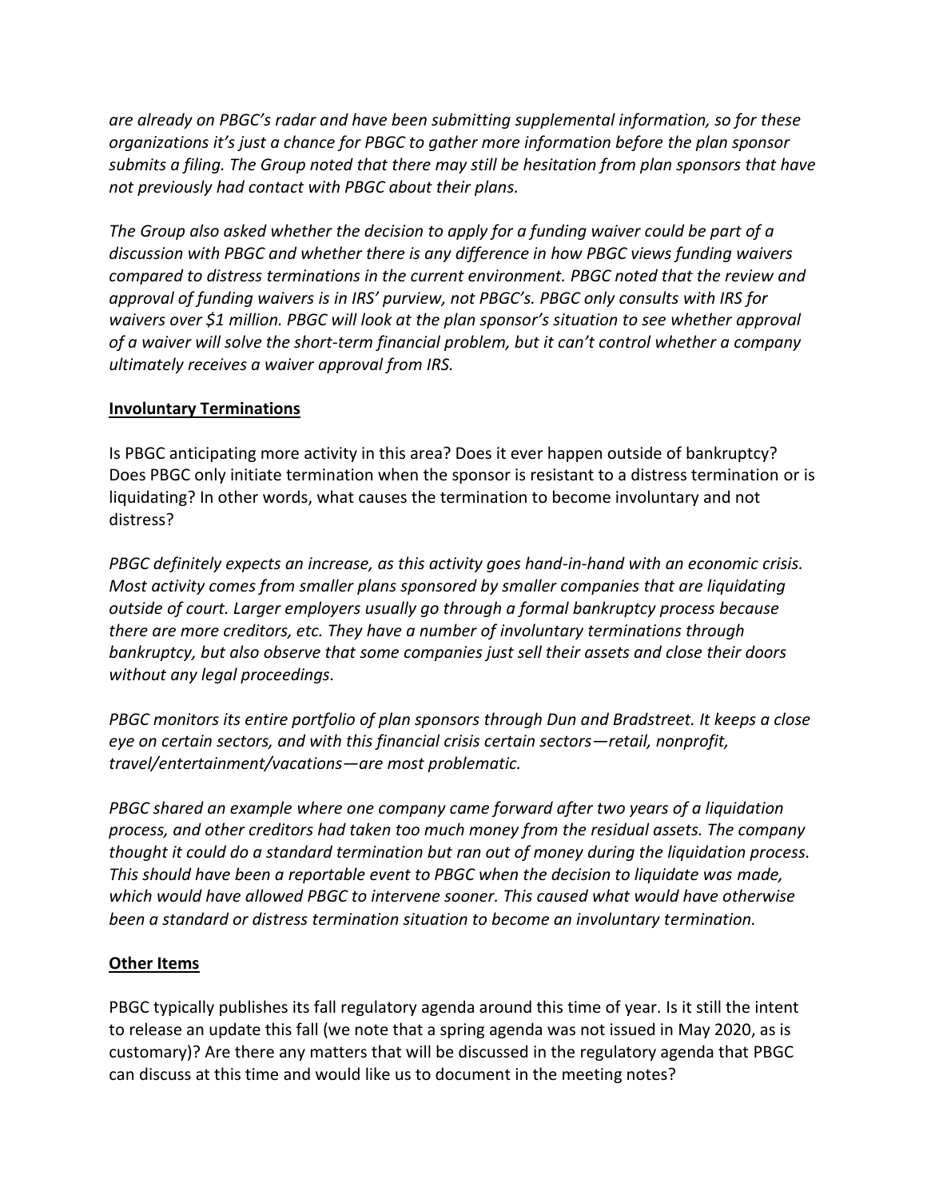*are already on PBGC's radar and have been submitting supplemental information, so for these organizations it's just a chance for PBGC to gather more information before the plan sponsor submits a filing. The Group noted that there may still be hesitation from plan sponsors that have not previously had contact with PBGC about their plans.*

*The Group also asked whether the decision to apply for a funding waiver could be part of a discussion with PBGC and whether there is any difference in how PBGC views funding waivers compared to distress terminations in the current environment. PBGC noted that the review and approval of funding waivers is in IRS' purview, not PBGC's. PBGC only consults with IRS for waivers over $1 million. PBGC will look at the plan sponsor's situation to see whether approval of a waiver will solve the short-term financial problem, but it can't control whether a company ultimately receives a waiver approval from IRS.*

**Involuntary Terminations**

Is PBGC anticipating more activity in this area? Does it ever happen outside of bankruptcy? Does PBGC only initiate termination when the sponsor is resistant to a distress termination or is liquidating? In other words, what causes the termination to become involuntary and not distress?

*PBGC definitely expects an increase, as this activity goes hand-in-hand with an economic crisis. Most activity comes from smaller plans sponsored by smaller companies that are liquidating outside of court. Larger employers usually go through a formal bankruptcy process because there are more creditors, etc. They have a number of involuntary terminations through bankruptcy, but also observe that some companies just sell their assets and close their doors without any legal proceedings.*

*PBGC monitors its entire portfolio of plan sponsors through Dun and Bradstreet. It keeps a close eye on certain sectors, and with this financial crisis certain sectors—retail, nonprofit, travel/entertainment/vacations—are most problematic.*

*PBGC shared an example where one company came forward after two years of a liquidation process, and other creditors had taken too much money from the residual assets. The company thought it could do a standard termination but ran out of money during the liquidation process. This should have been a reportable event to PBGC when the decision to liquidate was made, which would have allowed PBGC to intervene sooner. This caused what would have otherwise been a standard or distress termination situation to become an involuntary termination.*

**Other Items**

PBGC typically publishes its fall regulatory agenda around this time of year. Is it still the intent to release an update this fall (we note that a spring agenda was not issued in May 2020, as is customary)? Are there any matters that will be discussed in the regulatory agenda that PBGC can discuss at this time and would like us to document in the meeting notes?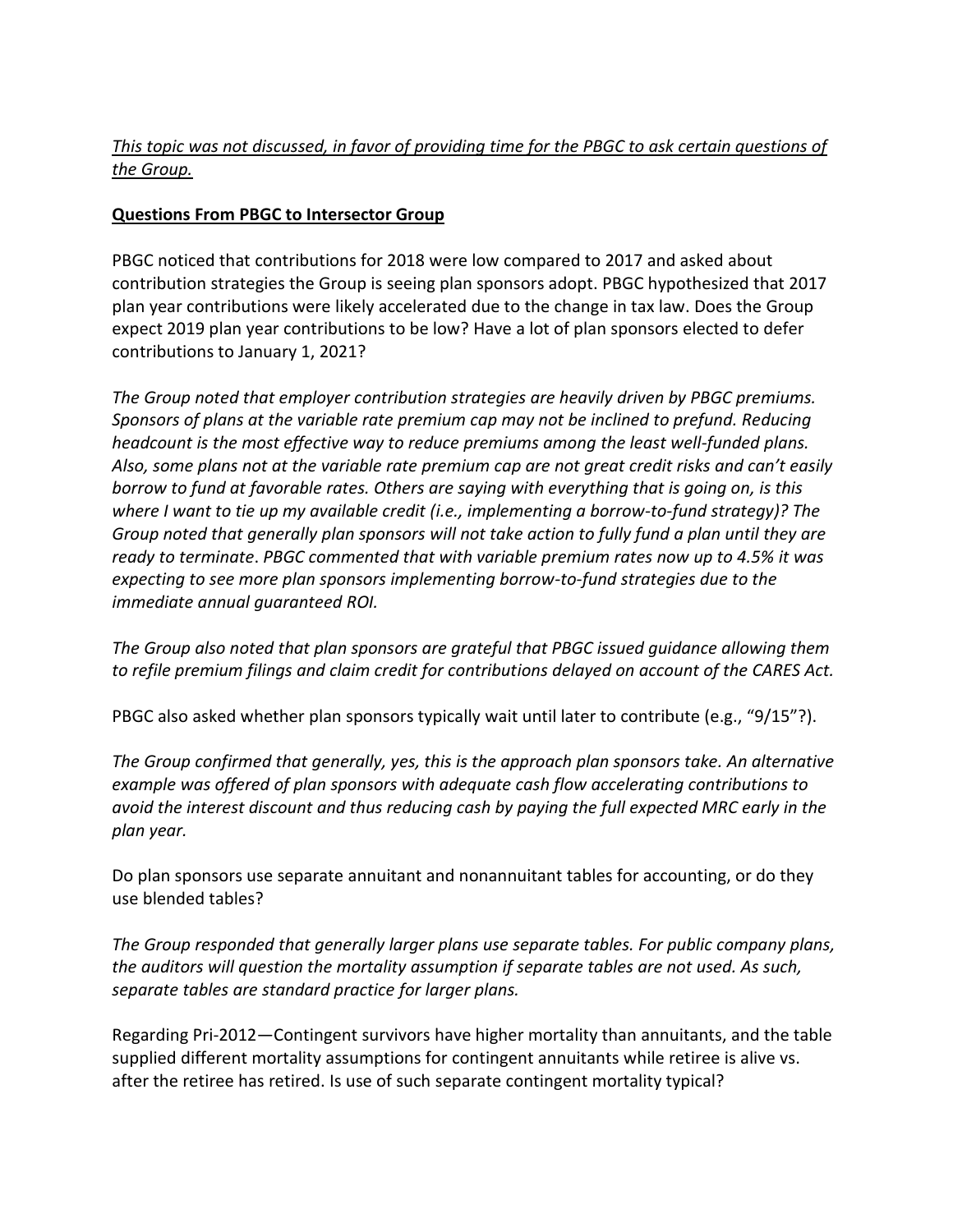*<u>This topic was not discussed, in favor of providing time for the PBGC to ask certain questions of the Group.</u>*

**<u>Questions From PBGC to Intersector Group</u>**

PBGC noticed that contributions for 2018 were low compared to 2017 and asked about contribution strategies the Group is seeing plan sponsors adopt. PBGC hypothesized that 2017 plan year contributions were likely accelerated due to the change in tax law. Does the Group expect 2019 plan year contributions to be low? Have a lot of plan sponsors elected to defer contributions to January 1, 2021?

*The Group noted that employer contribution strategies are heavily driven by PBGC premiums. Sponsors of plans at the variable rate premium cap may not be inclined to prefund. Reducing headcount is the most effective way to reduce premiums among the least well-funded plans. Also, some plans not at the variable rate premium cap are not great credit risks and can't easily borrow to fund at favorable rates. Others are saying with everything that is going on, is this where I want to tie up my available credit (i.e., implementing a borrow-to-fund strategy)? The Group noted that generally plan sponsors will not take action to fully fund a plan until they are ready to terminate. PBGC commented that with variable premium rates now up to 4.5% it was expecting to see more plan sponsors implementing borrow-to-fund strategies due to the immediate annual guaranteed ROI.*

*The Group also noted that plan sponsors are grateful that PBGC issued guidance allowing them to refile premium filings and claim credit for contributions delayed on account of the CARES Act.*

PBGC also asked whether plan sponsors typically wait until later to contribute (e.g., "9/15"?).

*The Group confirmed that generally, yes, this is the approach plan sponsors take. An alternative example was offered of plan sponsors with adequate cash flow accelerating contributions to avoid the interest discount and thus reducing cash by paying the full expected MRC early in the plan year.*

Do plan sponsors use separate annuitant and nonannuitant tables for accounting, or do they use blended tables?

*The Group responded that generally larger plans use separate tables. For public company plans, the auditors will question the mortality assumption if separate tables are not used. As such, separate tables are standard practice for larger plans.*

Regarding Pri-2012—Contingent survivors have higher mortality than annuitants, and the table supplied different mortality assumptions for contingent annuitants while retiree is alive vs. after the retiree has retired. Is use of such separate contingent mortality typical?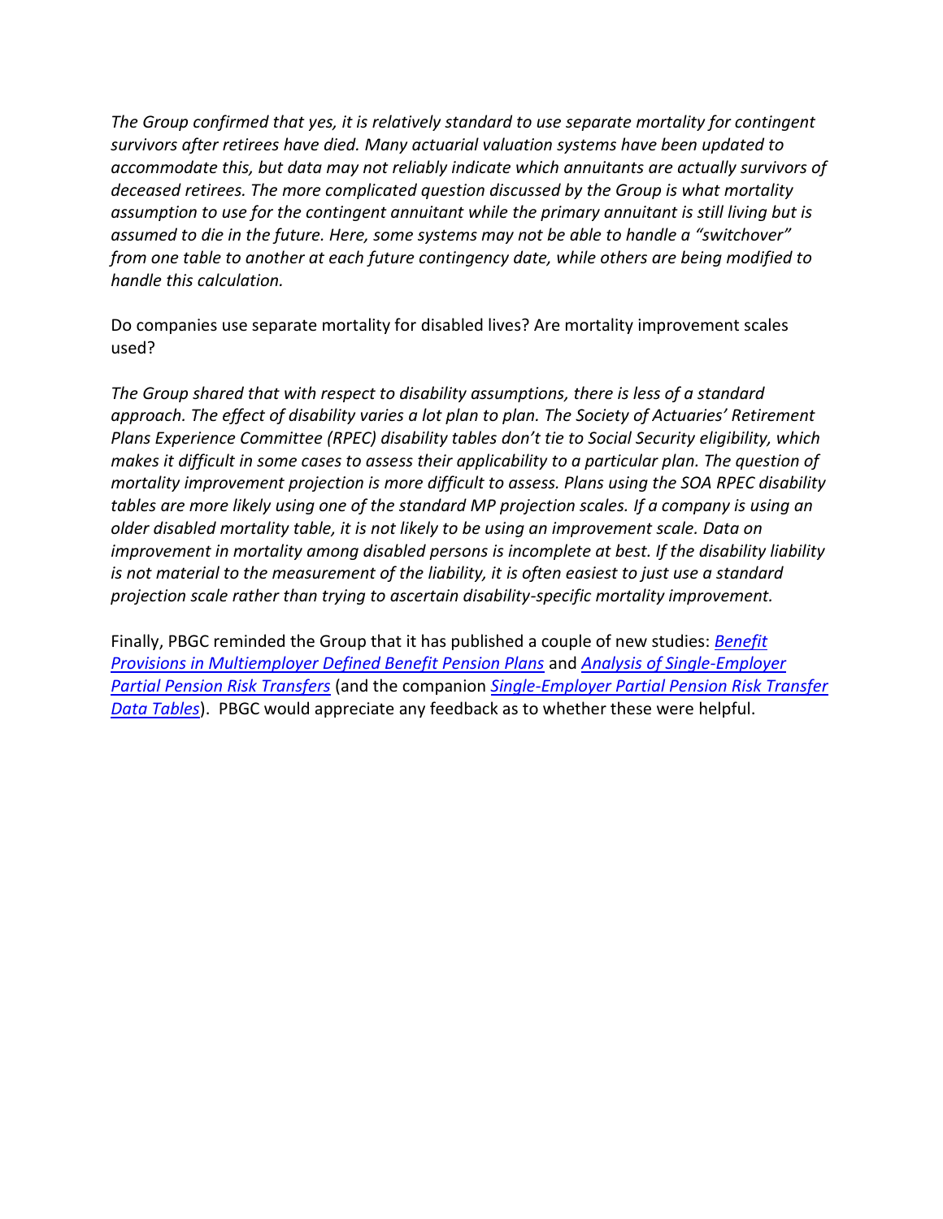*The Group confirmed that yes, it is relatively standard to use separate mortality for contingent survivors after retirees have died. Many actuarial valuation systems have been updated to accommodate this, but data may not reliably indicate which annuitants are actually survivors of deceased retirees. The more complicated question discussed by the Group is what mortality assumption to use for the contingent annuitant while the primary annuitant is still living but is assumed to die in the future. Here, some systems may not be able to handle a "switchover" from one table to another at each future contingency date, while others are being modified to handle this calculation.*

Do companies use separate mortality for disabled lives? Are mortality improvement scales used?

*The Group shared that with respect to disability assumptions, there is less of a standard approach. The effect of disability varies a lot plan to plan. The Society of Actuaries' Retirement Plans Experience Committee (RPEC) disability tables don't tie to Social Security eligibility, which makes it difficult in some cases to assess their applicability to a particular plan. The question of mortality improvement projection is more difficult to assess. Plans using the SOA RPEC disability tables are more likely using one of the standard MP projection scales. If a company is using an older disabled mortality table, it is not likely to be using an improvement scale. Data on improvement in mortality among disabled persons is incomplete at best. If the disability liability is not material to the measurement of the liability, it is often easiest to just use a standard projection scale rather than trying to ascertain disability-specific mortality improvement.*

Finally, PBGC reminded the Group that it has published a couple of new studies: *Benefit Provisions in Multiemployer Defined Benefit Pension Plans* and *Analysis of Single-Employer Partial Pension Risk Transfers* (and the companion *Single-Employer Partial Pension Risk Transfer Data Tables*). PBGC would appreciate any feedback as to whether these were helpful.